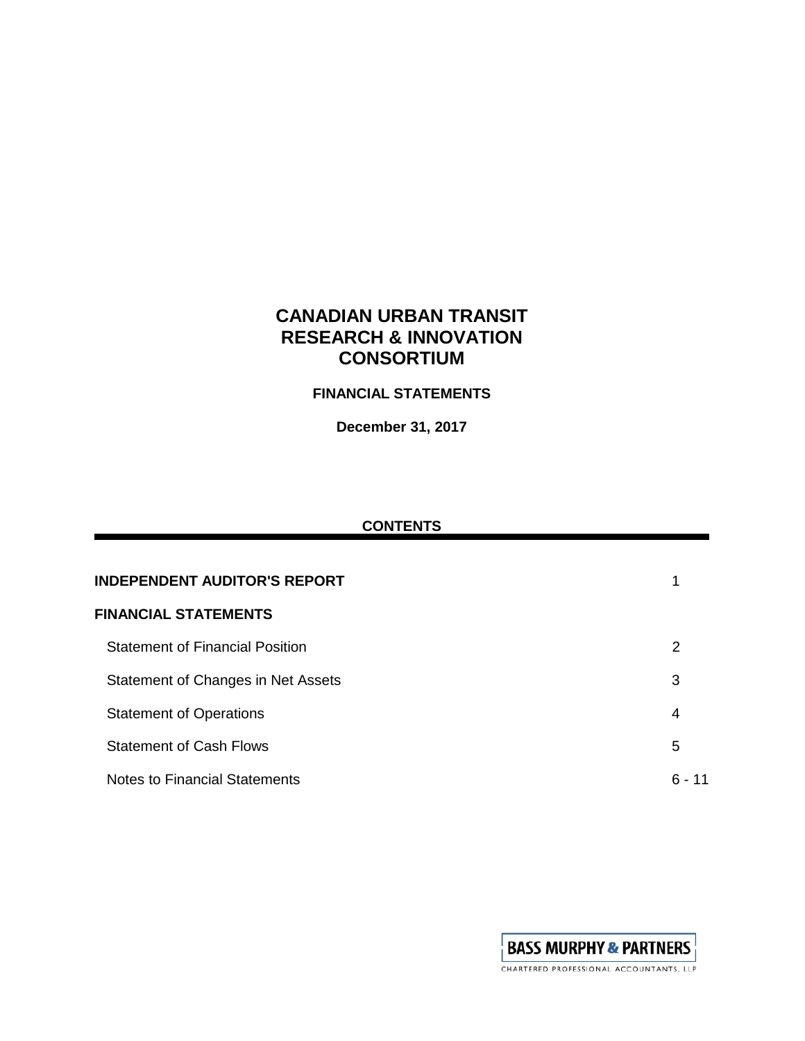# CANADIAN URBAN TRANSIT RESEARCH & INNOVATION CONSORTIUM

**FINANCIAL STATEMENTS**

**December 31, 2017**

**CONTENTS**

| | |
|---|---|
| **INDEPENDENT AUDITOR'S REPORT** | 1 |
| **FINANCIAL STATEMENTS** | |
| Statement of Financial Position | 2 |
| Statement of Changes in Net Assets | 3 |
| Statement of Operations | 4 |
| Statement of Cash Flows | 5 |
| Notes to Financial Statements | 6 - 11 |

BASS MURPHY & PARTNERS
CHARTERED PROFESSIONAL ACCOUNTANTS, LLP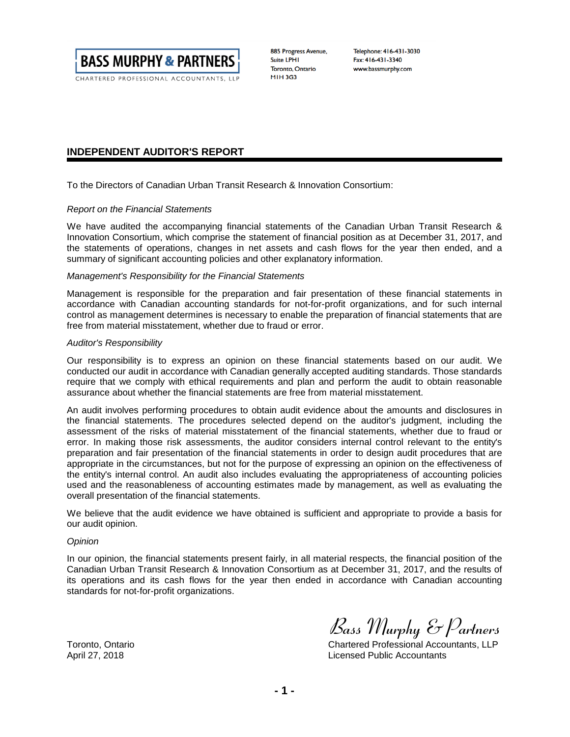**BASS MURPHY & PARTNERS**
CHARTERED PROFESSIONAL ACCOUNTANTS, LLP

885 Progress Avenue,
Suite LPH1
Toronto, Ontario
M1H 3G3

Telephone: 416-431-3030
Fax: 416-431-3340
www.bassmurphy.com

## INDEPENDENT AUDITOR'S REPORT

To the Directors of Canadian Urban Transit Research & Innovation Consortium:

*Report on the Financial Statements*

We have audited the accompanying financial statements of the Canadian Urban Transit Research & Innovation Consortium, which comprise the statement of financial position as at December 31, 2017, and the statements of operations, changes in net assets and cash flows for the year then ended, and a summary of significant accounting policies and other explanatory information.

*Management's Responsibility for the Financial Statements*

Management is responsible for the preparation and fair presentation of these financial statements in accordance with Canadian accounting standards for not-for-profit organizations, and for such internal control as management determines is necessary to enable the preparation of financial statements that are free from material misstatement, whether due to fraud or error.

*Auditor's Responsibility*

Our responsibility is to express an opinion on these financial statements based on our audit. We conducted our audit in accordance with Canadian generally accepted auditing standards. Those standards require that we comply with ethical requirements and plan and perform the audit to obtain reasonable assurance about whether the financial statements are free from material misstatement.

An audit involves performing procedures to obtain audit evidence about the amounts and disclosures in the financial statements. The procedures selected depend on the auditor's judgment, including the assessment of the risks of material misstatement of the financial statements, whether due to fraud or error. In making those risk assessments, the auditor considers internal control relevant to the entity's preparation and fair presentation of the financial statements in order to design audit procedures that are appropriate in the circumstances, but not for the purpose of expressing an opinion on the effectiveness of the entity's internal control. An audit also includes evaluating the appropriateness of accounting policies used and the reasonableness of accounting estimates made by management, as well as evaluating the overall presentation of the financial statements.

We believe that the audit evidence we have obtained is sufficient and appropriate to provide a basis for our audit opinion.

*Opinion*

In our opinion, the financial statements present fairly, in all material respects, the financial position of the Canadian Urban Transit Research & Innovation Consortium as at December 31, 2017, and the results of its operations and its cash flows for the year then ended in accordance with Canadian accounting standards for not-for-profit organizations.

Bass Murphy & Partners
Chartered Professional Accountants, LLP
Licensed Public Accountants

Toronto, Ontario
April 27, 2018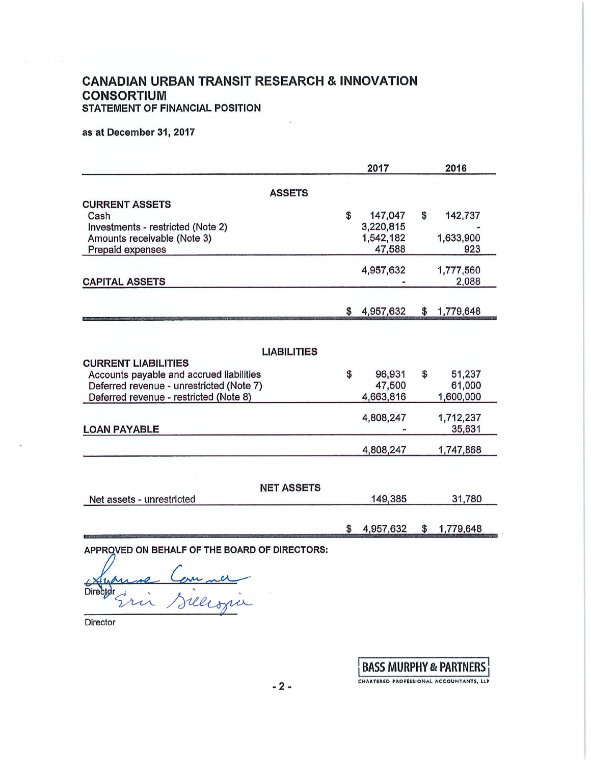# CANADIAN URBAN TRANSIT RESEARCH & INNOVATION CONSORTIUM

## STATEMENT OF FINANCIAL POSITION

**as at December 31, 2017**

| | 2017 | 2016 |
|---|---|---|
| **ASSETS** | | |
| **CURRENT ASSETS** | | |
| Cash | $ 147,047 | $ 142,737 |
| Investments - restricted (Note 2) | 3,220,815 | - |
| Amounts receivable (Note 3) | 1,542,182 | 1,633,900 |
| Prepaid expenses | 47,588 | 923 |
| | 4,957,632 | 1,777,560 |
| **CAPITAL ASSETS** | - | 2,088 |
| | $ 4,957,632 | $ 1,779,648 |
| **LIABILITIES** | | |
| **CURRENT LIABILITIES** | | |
| Accounts payable and accrued liabilities | $ 96,931 | $ 51,237 |
| Deferred revenue - unrestricted (Note 7) | 47,500 | 61,000 |
| Deferred revenue - restricted (Note 8) | 4,663,816 | 1,600,000 |
| | 4,808,247 | 1,712,237 |
| **LOAN PAYABLE** | - | 35,631 |
| | 4,808,247 | 1,747,868 |
| **NET ASSETS** | | |
| Net assets - unrestricted | 149,385 | 31,780 |
| | $ 4,957,632 | $ 1,779,648 |

APPROVED ON BEHALF OF THE BOARD OF DIRECTORS:

Director

Director

BASS MURPHY & PARTNERS
CHARTERED PROFESSIONAL ACCOUNTANTS, LLP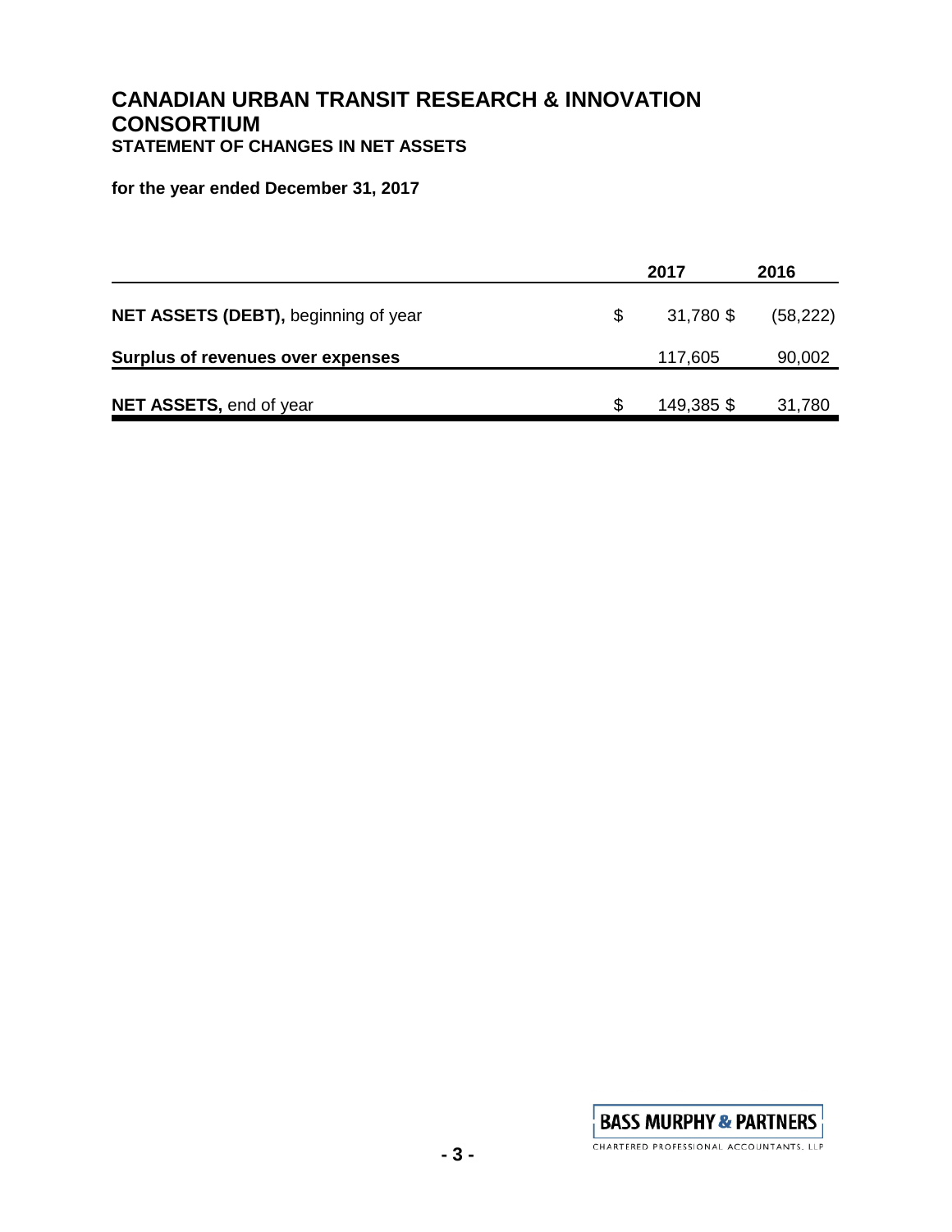# CANADIAN URBAN TRANSIT RESEARCH & INNOVATION CONSORTIUM

## STATEMENT OF CHANGES IN NET ASSETS

**for the year ended December 31, 2017**

| | 2017 | 2016 |
|---|---|---|
| **NET ASSETS (DEBT),** beginning of year | $ 31,780 | $ (58,222) |
| **Surplus of revenues over expenses** | 117,605 | 90,002 |
| **NET ASSETS,** end of year | $ 149,385 | $ 31,780 |

BASS MURPHY & PARTNERS
CHARTERED PROFESSIONAL ACCOUNTANTS, LLP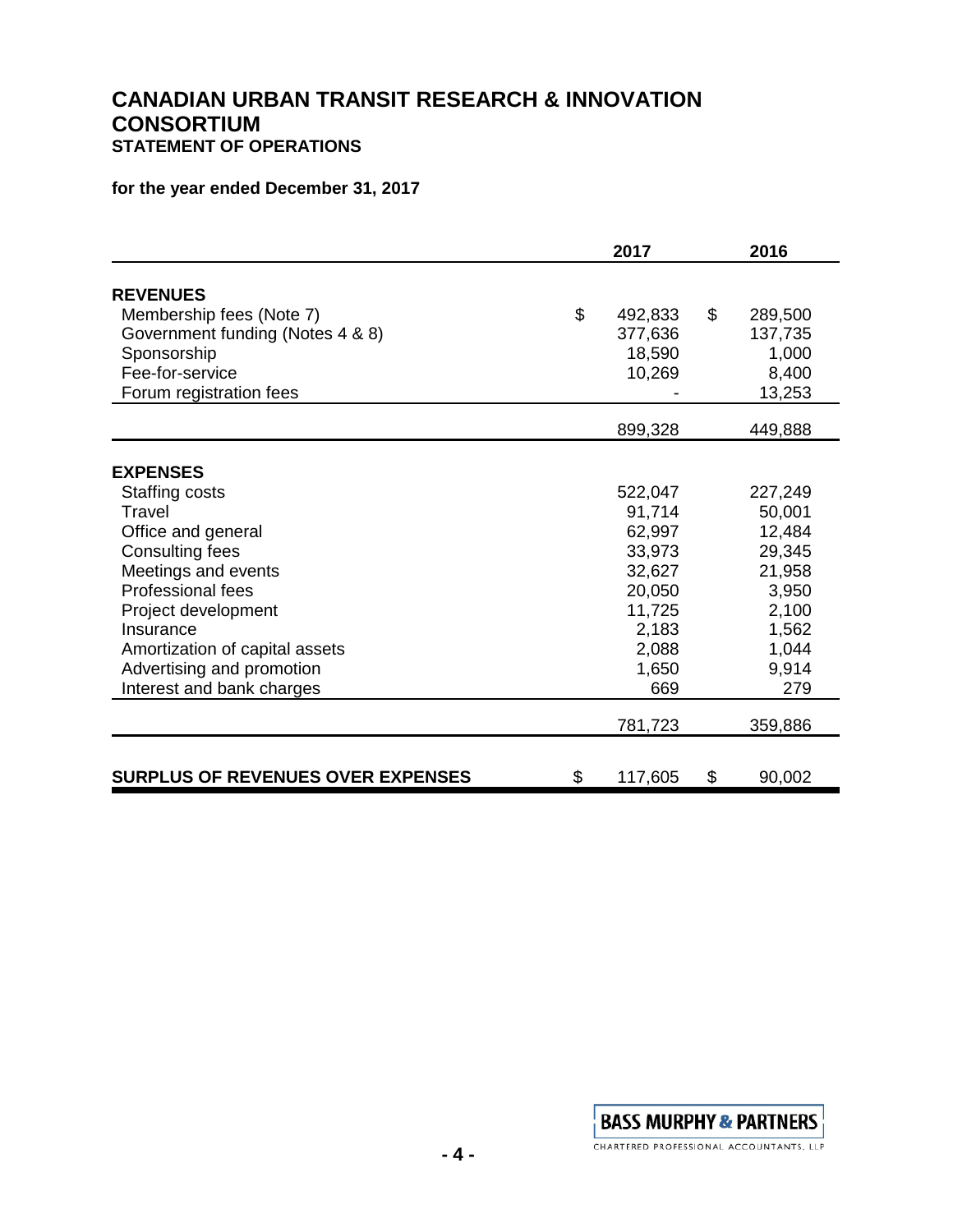# CANADIAN URBAN TRANSIT RESEARCH & INNOVATION CONSORTIUM

## STATEMENT OF OPERATIONS

**for the year ended December 31, 2017**

| | 2017 | 2016 |
|---|---|---|
| **REVENUES** | | |
| Membership fees (Note 7) | $ 492,833 | $ 289,500 |
| Government funding (Notes 4 & 8) | 377,636 | 137,735 |
| Sponsorship | 18,590 | 1,000 |
| Fee-for-service | 10,269 | 8,400 |
| Forum registration fees | - | 13,253 |
| | 899,328 | 449,888 |
| **EXPENSES** | | |
| Staffing costs | 522,047 | 227,249 |
| Travel | 91,714 | 50,001 |
| Office and general | 62,997 | 12,484 |
| Consulting fees | 33,973 | 29,345 |
| Meetings and events | 32,627 | 21,958 |
| Professional fees | 20,050 | 3,950 |
| Project development | 11,725 | 2,100 |
| Insurance | 2,183 | 1,562 |
| Amortization of capital assets | 2,088 | 1,044 |
| Advertising and promotion | 1,650 | 9,914 |
| Interest and bank charges | 669 | 279 |
| | 781,723 | 359,886 |
| **SURPLUS OF REVENUES OVER EXPENSES** | $ 117,605 | $ 90,002 |

BASS MURPHY & PARTNERS
CHARTERED PROFESSIONAL ACCOUNTANTS, LLP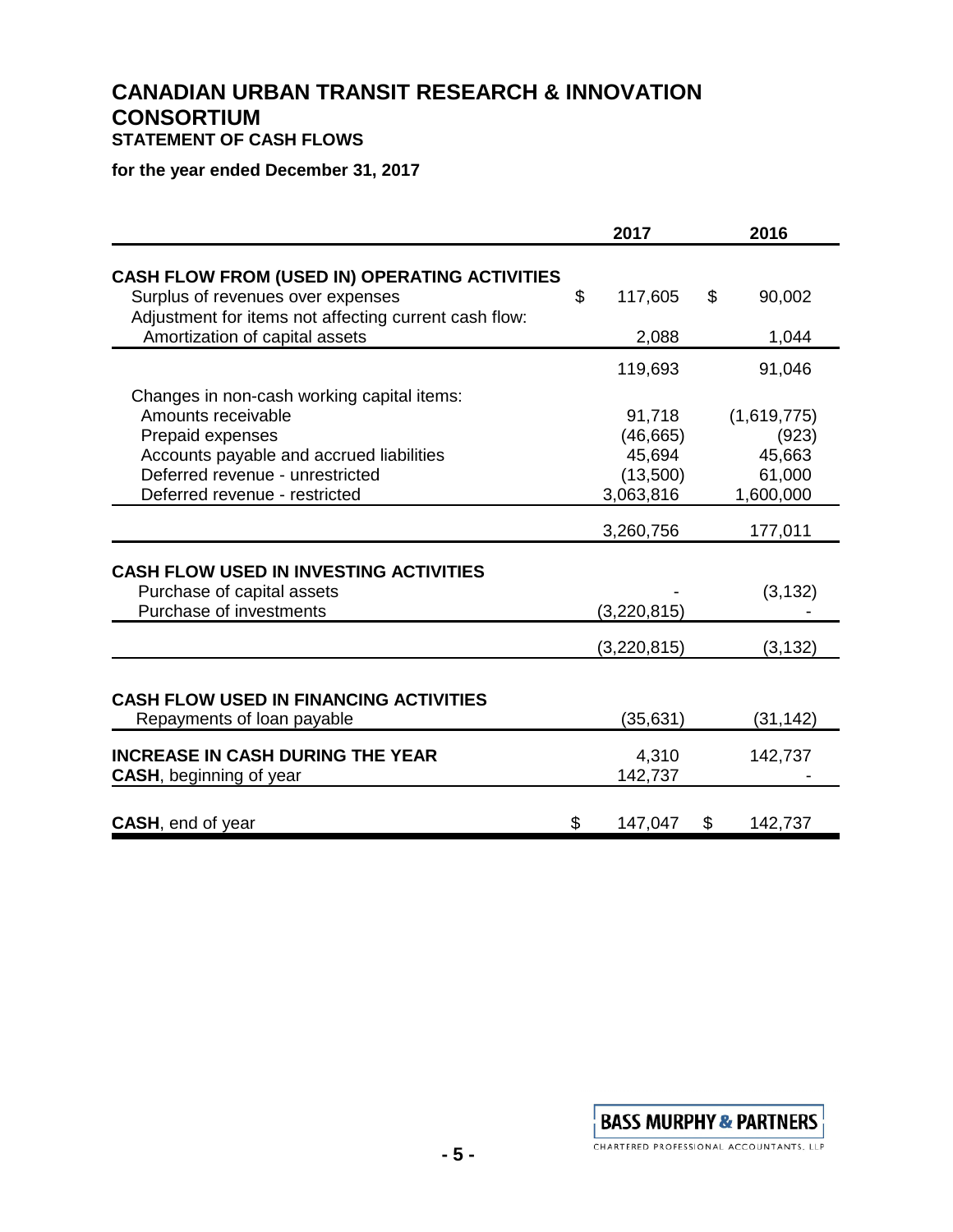# CANADIAN URBAN TRANSIT RESEARCH & INNOVATION CONSORTIUM

## STATEMENT OF CASH FLOWS

**for the year ended December 31, 2017**

| | 2017 | 2016 |
|---|---|---|
| **CASH FLOW FROM (USED IN) OPERATING ACTIVITIES** | | |
| Surplus of revenues over expenses | $ 117,605 | $ 90,002 |
| Adjustment for items not affecting current cash flow: | | |
| Amortization of capital assets | 2,088 | 1,044 |
| | 119,693 | 91,046 |
| Changes in non-cash working capital items: | | |
| Amounts receivable | 91,718 | (1,619,775) |
| Prepaid expenses | (46,665) | (923) |
| Accounts payable and accrued liabilities | 45,694 | 45,663 |
| Deferred revenue - unrestricted | (13,500) | 61,000 |
| Deferred revenue - restricted | 3,063,816 | 1,600,000 |
| | 3,260,756 | 177,011 |
| **CASH FLOW USED IN INVESTING ACTIVITIES** | | |
| Purchase of capital assets | - | (3,132) |
| Purchase of investments | (3,220,815) | - |
| | (3,220,815) | (3,132) |
| **CASH FLOW USED IN FINANCING ACTIVITIES** | | |
| Repayments of loan payable | (35,631) | (31,142) |
| **INCREASE IN CASH DURING THE YEAR** | 4,310 | 142,737 |
| **CASH**, beginning of year | 142,737 | - |
| **CASH**, end of year | $ 147,047 | $ 142,737 |

BASS MURPHY & PARTNERS
CHARTERED PROFESSIONAL ACCOUNTANTS, LLP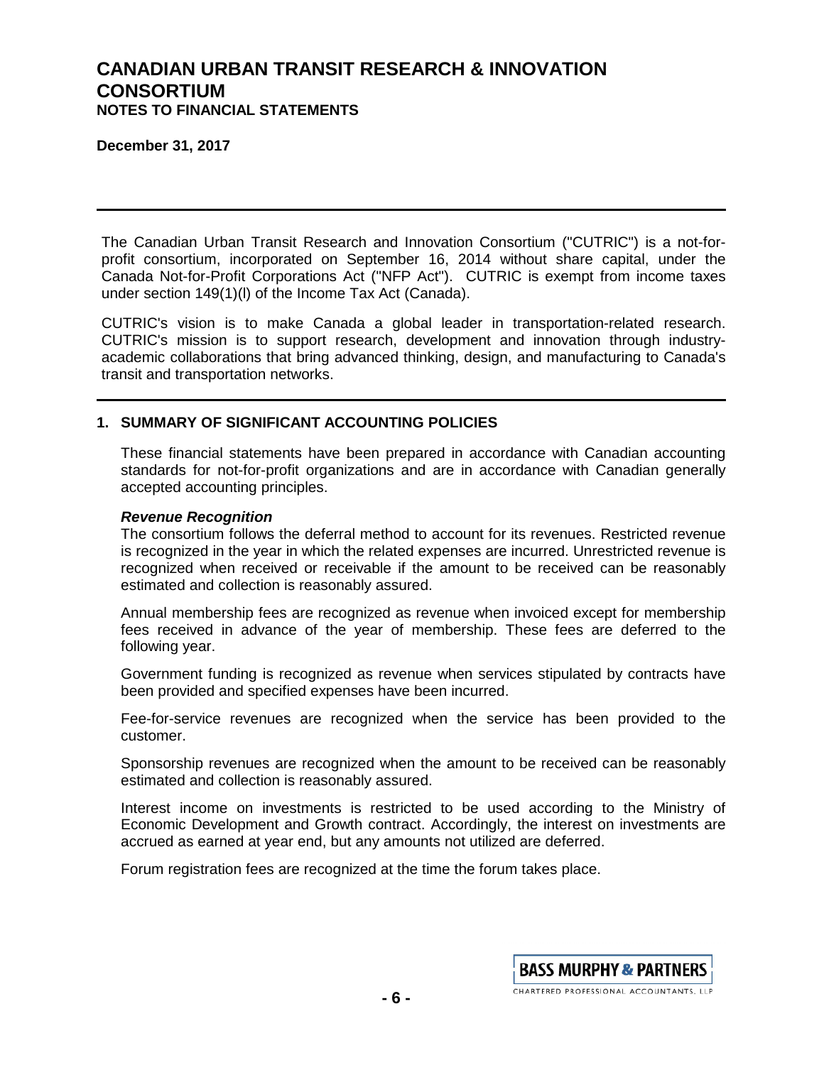# CANADIAN URBAN TRANSIT RESEARCH & INNOVATION CONSORTIUM

## NOTES TO FINANCIAL STATEMENTS

**December 31, 2017**

---

The Canadian Urban Transit Research and Innovation Consortium ("CUTRIC") is a not-for-profit consortium, incorporated on September 16, 2014 without share capital, under the Canada Not-for-Profit Corporations Act ("NFP Act"). CUTRIC is exempt from income taxes under section 149(1)(l) of the Income Tax Act (Canada).

CUTRIC's vision is to make Canada a global leader in transportation-related research. CUTRIC's mission is to support research, development and innovation through industry-academic collaborations that bring advanced thinking, design, and manufacturing to Canada's transit and transportation networks.

---

### 1. SUMMARY OF SIGNIFICANT ACCOUNTING POLICIES

These financial statements have been prepared in accordance with Canadian accounting standards for not-for-profit organizations and are in accordance with Canadian generally accepted accounting principles.

***Revenue Recognition***

The consortium follows the deferral method to account for its revenues. Restricted revenue is recognized in the year in which the related expenses are incurred. Unrestricted revenue is recognized when received or receivable if the amount to be received can be reasonably estimated and collection is reasonably assured.

Annual membership fees are recognized as revenue when invoiced except for membership fees received in advance of the year of membership. These fees are deferred to the following year.

Government funding is recognized as revenue when services stipulated by contracts have been provided and specified expenses have been incurred.

Fee-for-service revenues are recognized when the service has been provided to the customer.

Sponsorship revenues are recognized when the amount to be received can be reasonably estimated and collection is reasonably assured.

Interest income on investments is restricted to be used according to the Ministry of Economic Development and Growth contract. Accordingly, the interest on investments are accrued as earned at year end, but any amounts not utilized are deferred.

Forum registration fees are recognized at the time the forum takes place.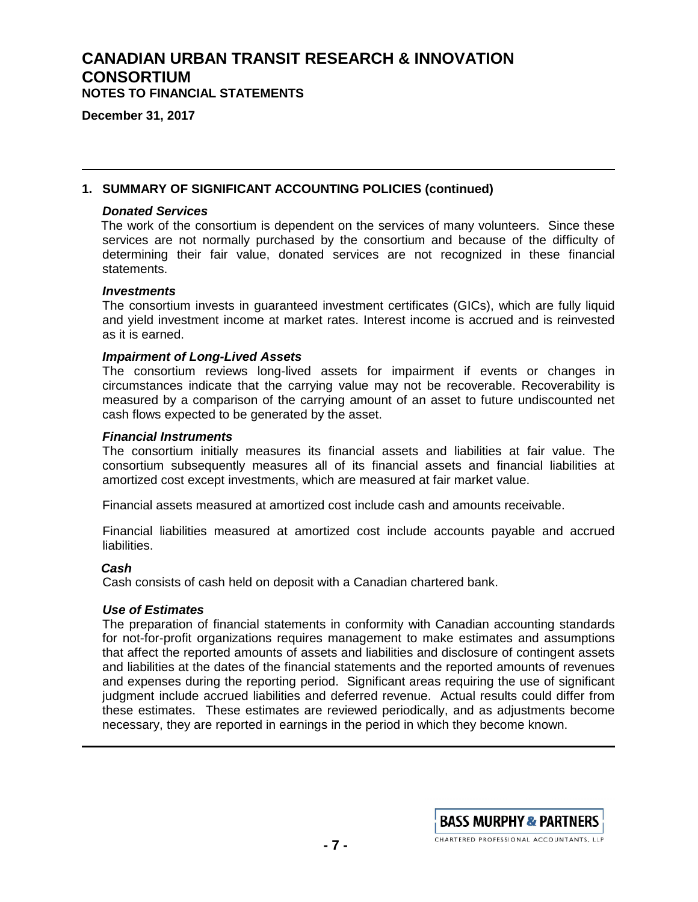# CANADIAN URBAN TRANSIT RESEARCH & INNOVATION CONSORTIUM

**NOTES TO FINANCIAL STATEMENTS**

**December 31, 2017**

## 1. SUMMARY OF SIGNIFICANT ACCOUNTING POLICIES (continued)

***Donated Services***

The work of the consortium is dependent on the services of many volunteers. Since these services are not normally purchased by the consortium and because of the difficulty of determining their fair value, donated services are not recognized in these financial statements.

***Investments***

The consortium invests in guaranteed investment certificates (GICs), which are fully liquid and yield investment income at market rates. Interest income is accrued and is reinvested as it is earned.

***Impairment of Long-Lived Assets***

The consortium reviews long-lived assets for impairment if events or changes in circumstances indicate that the carrying value may not be recoverable. Recoverability is measured by a comparison of the carrying amount of an asset to future undiscounted net cash flows expected to be generated by the asset.

***Financial Instruments***

The consortium initially measures its financial assets and liabilities at fair value. The consortium subsequently measures all of its financial assets and financial liabilities at amortized cost except investments, which are measured at fair market value.

Financial assets measured at amortized cost include cash and amounts receivable.

Financial liabilities measured at amortized cost include accounts payable and accrued liabilities.

***Cash***

Cash consists of cash held on deposit with a Canadian chartered bank.

***Use of Estimates***

The preparation of financial statements in conformity with Canadian accounting standards for not-for-profit organizations requires management to make estimates and assumptions that affect the reported amounts of assets and liabilities and disclosure of contingent assets and liabilities at the dates of the financial statements and the reported amounts of revenues and expenses during the reporting period. Significant areas requiring the use of significant judgment include accrued liabilities and deferred revenue. Actual results could differ from these estimates. These estimates are reviewed periodically, and as adjustments become necessary, they are reported in earnings in the period in which they become known.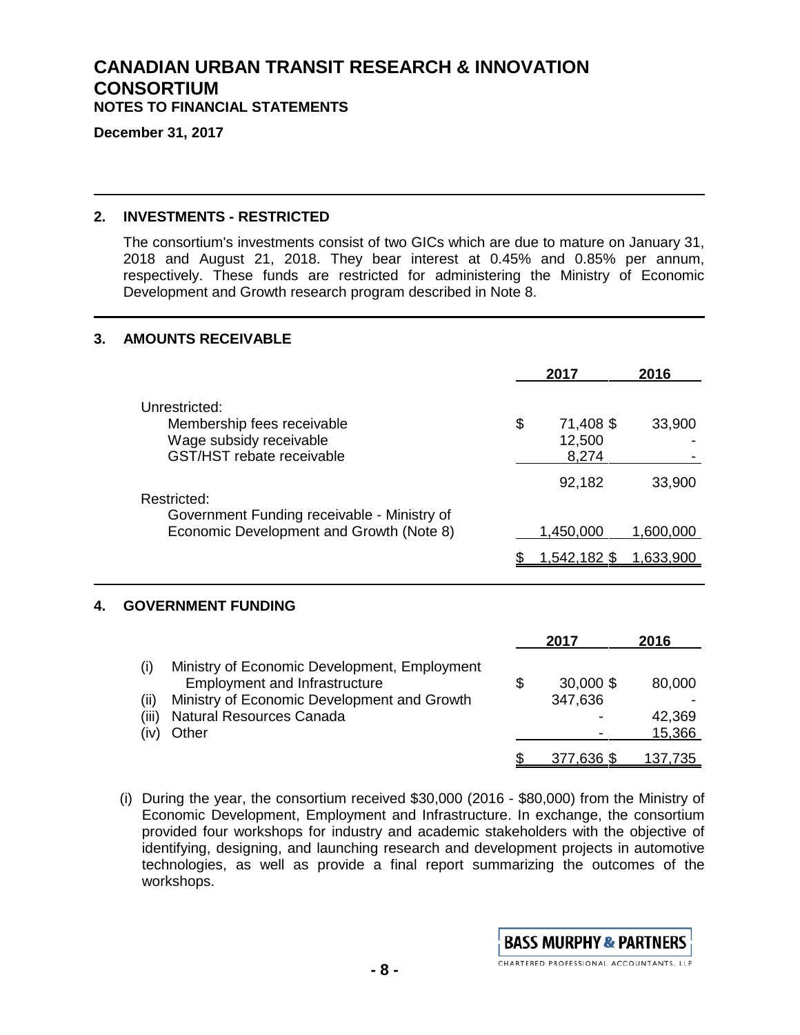## 2. INVESTMENTS - RESTRICTED

The consortium's investments consist of two GICs which are due to mature on January 31, 2018 and August 21, 2018. They bear interest at 0.45% and 0.85% per annum, respectively. These funds are restricted for administering the Ministry of Economic Development and Growth research program described in Note 8.

## 3. AMOUNTS RECEIVABLE

| | 2017 | 2016 |
|---|---|---|
| Unrestricted: | | |
| Membership fees receivable | $ 71,408 | $ 33,900 |
| Wage subsidy receivable | 12,500 | - |
| GST/HST rebate receivable | 8,274 | - |
| | 92,182 | 33,900 |
| Restricted: | | |
| Government Funding receivable - Ministry of Economic Development and Growth (Note 8) | 1,450,000 | 1,600,000 |
| | $ 1,542,182 | $ 1,633,900 |

## 4. GOVERNMENT FUNDING

| | 2017 | 2016 |
|---|---|---|
| (i) Ministry of Economic Development, Employment Employment and Infrastructure | $ 30,000 | $ 80,000 |
| (ii) Ministry of Economic Development and Growth | 347,636 | - |
| (iii) Natural Resources Canada | - | 42,369 |
| (iv) Other | - | 15,366 |
| | $ 377,636 | $ 137,735 |

(i) During the year, the consortium received $30,000 (2016 - $80,000) from the Ministry of Economic Development, Employment and Infrastructure. In exchange, the consortium provided four workshops for industry and academic stakeholders with the objective of identifying, designing, and launching research and development projects in automotive technologies, as well as provide a final report summarizing the outcomes of the workshops.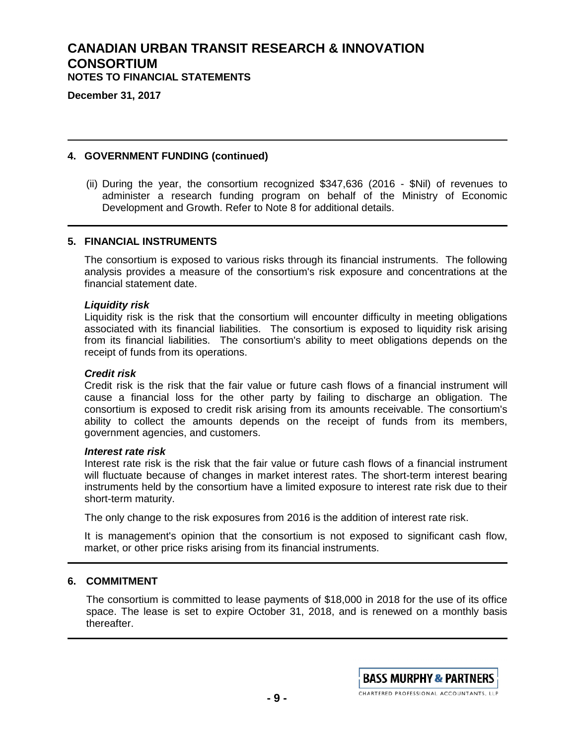## 4. GOVERNMENT FUNDING (continued)

(ii) During the year, the consortium recognized $347,636 (2016 - $Nil) of revenues to administer a research funding program on behalf of the Ministry of Economic Development and Growth. Refer to Note 8 for additional details.

## 5. FINANCIAL INSTRUMENTS

The consortium is exposed to various risks through its financial instruments. The following analysis provides a measure of the consortium's risk exposure and concentrations at the financial statement date.

***Liquidity risk***

Liquidity risk is the risk that the consortium will encounter difficulty in meeting obligations associated with its financial liabilities. The consortium is exposed to liquidity risk arising from its financial liabilities. The consortium's ability to meet obligations depends on the receipt of funds from its operations.

***Credit risk***

Credit risk is the risk that the fair value or future cash flows of a financial instrument will cause a financial loss for the other party by failing to discharge an obligation. The consortium is exposed to credit risk arising from its amounts receivable. The consortium's ability to collect the amounts depends on the receipt of funds from its members, government agencies, and customers.

***Interest rate risk***

Interest rate risk is the risk that the fair value or future cash flows of a financial instrument will fluctuate because of changes in market interest rates. The short-term interest bearing instruments held by the consortium have a limited exposure to interest rate risk due to their short-term maturity.

The only change to the risk exposures from 2016 is the addition of interest rate risk.

It is management's opinion that the consortium is not exposed to significant cash flow, market, or other price risks arising from its financial instruments.

## 6. COMMITMENT

The consortium is committed to lease payments of $18,000 in 2018 for the use of its office space. The lease is set to expire October 31, 2018, and is renewed on a monthly basis thereafter.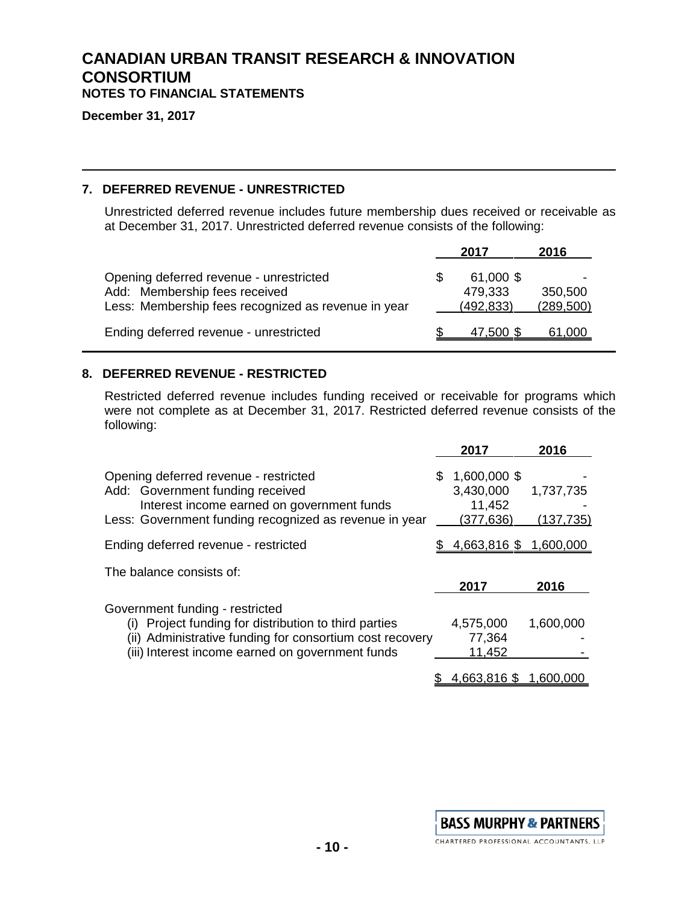# CANADIAN URBAN TRANSIT RESEARCH & INNOVATION CONSORTIUM

**NOTES TO FINANCIAL STATEMENTS**

**December 31, 2017**

## 7. DEFERRED REVENUE - UNRESTRICTED

Unrestricted deferred revenue includes future membership dues received or receivable as at December 31, 2017. Unrestricted deferred revenue consists of the following:

| | 2017 | 2016 |
|---|---|---|
| Opening deferred revenue - unrestricted | $ 61,000 | $ - |
| Add: Membership fees received | 479,333 | 350,500 |
| Less: Membership fees recognized as revenue in year | (492,833) | (289,500) |
| Ending deferred revenue - unrestricted | $ 47,500 | $ 61,000 |

## 8. DEFERRED REVENUE - RESTRICTED

Restricted deferred revenue includes funding received or receivable for programs which were not complete as at December 31, 2017. Restricted deferred revenue consists of the following:

| | 2017 | 2016 |
|---|---|---|
| Opening deferred revenue - restricted | $ 1,600,000 | $ - |
| Add: Government funding received | 3,430,000 | 1,737,735 |
| Interest income earned on government funds | 11,452 | - |
| Less: Government funding recognized as revenue in year | (377,636) | (137,735) |
| Ending deferred revenue - restricted | $ 4,663,816 | $ 1,600,000 |

The balance consists of:

| | 2017 | 2016 |
|---|---|---|
| Government funding - restricted | | |
| (i) Project funding for distribution to third parties | 4,575,000 | 1,600,000 |
| (ii) Administrative funding for consortium cost recovery | 77,364 | - |
| (iii) Interest income earned on government funds | 11,452 | - |
| | $ 4,663,816 | $ 1,600,000 |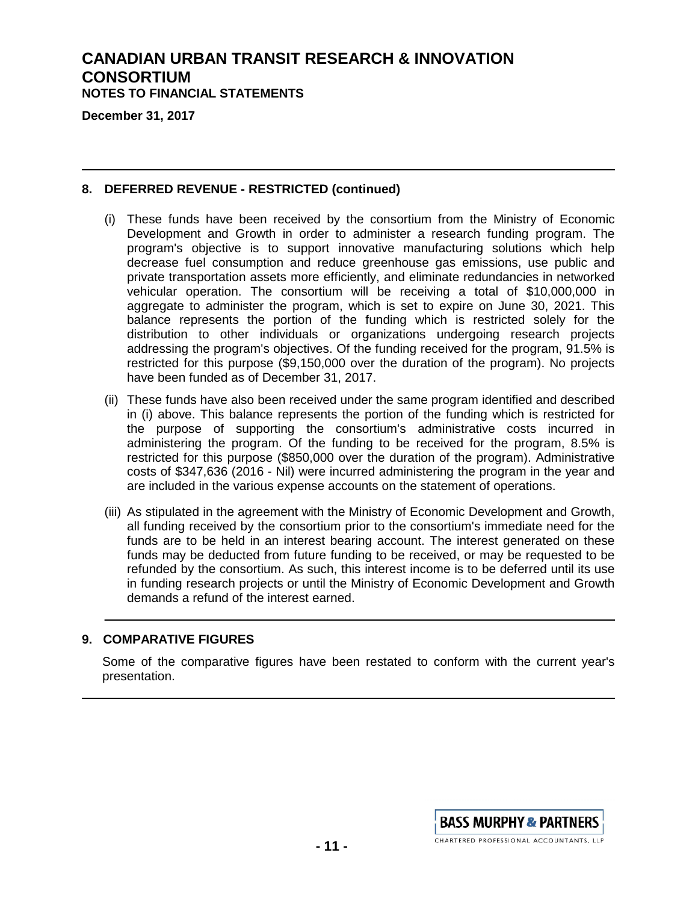# CANADIAN URBAN TRANSIT RESEARCH & INNOVATION CONSORTIUM
## NOTES TO FINANCIAL STATEMENTS

**December 31, 2017**

### 8. DEFERRED REVENUE - RESTRICTED (continued)

(i) These funds have been received by the consortium from the Ministry of Economic Development and Growth in order to administer a research funding program. The program's objective is to support innovative manufacturing solutions which help decrease fuel consumption and reduce greenhouse gas emissions, use public and private transportation assets more efficiently, and eliminate redundancies in networked vehicular operation. The consortium will be receiving a total of $10,000,000 in aggregate to administer the program, which is set to expire on June 30, 2021. This balance represents the portion of the funding which is restricted solely for the distribution to other individuals or organizations undergoing research projects addressing the program's objectives. Of the funding received for the program, 91.5% is restricted for this purpose ($9,150,000 over the duration of the program). No projects have been funded as of December 31, 2017.

(ii) These funds have also been received under the same program identified and described in (i) above. This balance represents the portion of the funding which is restricted for the purpose of supporting the consortium's administrative costs incurred in administering the program. Of the funding to be received for the program, 8.5% is restricted for this purpose ($850,000 over the duration of the program). Administrative costs of $347,636 (2016 - Nil) were incurred administering the program in the year and are included in the various expense accounts on the statement of operations.

(iii) As stipulated in the agreement with the Ministry of Economic Development and Growth, all funding received by the consortium prior to the consortium's immediate need for the funds are to be held in an interest bearing account. The interest generated on these funds may be deducted from future funding to be received, or may be requested to be refunded by the consortium. As such, this interest income is to be deferred until its use in funding research projects or until the Ministry of Economic Development and Growth demands a refund of the interest earned.

### 9. COMPARATIVE FIGURES

Some of the comparative figures have been restated to conform with the current year's presentation.

BASS MURPHY & PARTNERS
CHARTERED PROFESSIONAL ACCOUNTANTS, LLP